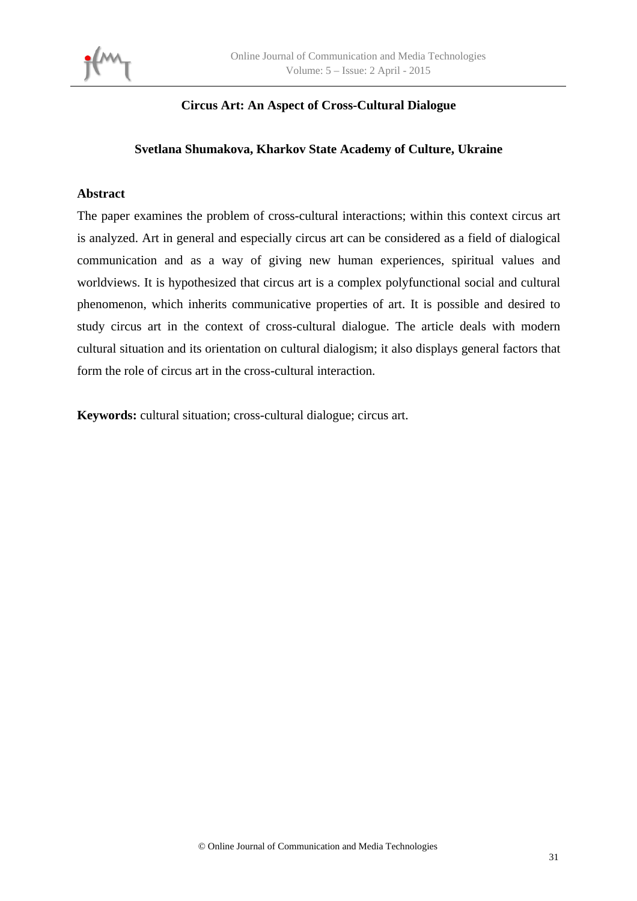# Circus Art: An Aspect of Cross-Cultural Dialogue

**Svetlana Shumakova, Kharkov State Academy of Culture, Ukraine**

## Abstract

The paper examines the problem of cross-cultural interactions; within this context circus art is analyzed. Art in general and especially circus art can be considered as a field of dialogical communication and as a way of giving new human experiences, spiritual values and worldviews. It is hypothesized that circus art is a complex polyfunctional social and cultural phenomenon, which inherits communicative properties of art. It is possible and desired to study circus art in the context of cross-cultural dialogue. The article deals with modern cultural situation and its orientation on cultural dialogism; it also displays general factors that form the role of circus art in the cross-cultural interaction.

**Keywords:** cultural situation; cross-cultural dialogue; circus art.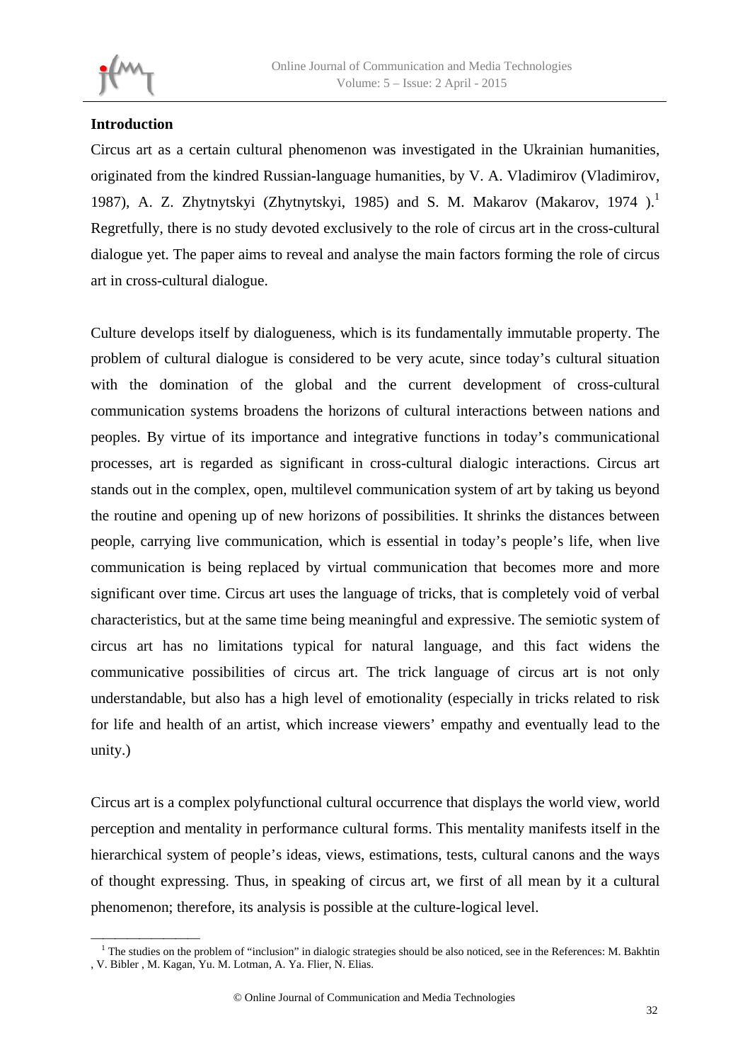## Introduction

Circus art as a certain cultural phenomenon was investigated in the Ukrainian humanities, originated from the kindred Russian-language humanities, by V. A. Vladimirov (Vladimirov, 1987), A. Z. Zhytnytskyi (Zhytnytskyi, 1985) and S. M. Makarov (Makarov, 1974 ).[1] Regretfully, there is no study devoted exclusively to the role of circus art in the cross-cultural dialogue yet. The paper aims to reveal and analyse the main factors forming the role of circus art in cross-cultural dialogue.

Culture develops itself by dialogueness, which is its fundamentally immutable property. The problem of cultural dialogue is considered to be very acute, since today's cultural situation with the domination of the global and the current development of cross-cultural communication systems broadens the horizons of cultural interactions between nations and peoples. By virtue of its importance and integrative functions in today's communicational processes, art is regarded as significant in cross-cultural dialogic interactions. Circus art stands out in the complex, open, multilevel communication system of art by taking us beyond the routine and opening up of new horizons of possibilities. It shrinks the distances between people, carrying live communication, which is essential in today's people's life, when live communication is being replaced by virtual communication that becomes more and more significant over time. Circus art uses the language of tricks, that is completely void of verbal characteristics, but at the same time being meaningful and expressive. The semiotic system of circus art has no limitations typical for natural language, and this fact widens the communicative possibilities of circus art. The trick language of circus art is not only understandable, but also has a high level of emotionality (especially in tricks related to risk for life and health of an artist, which increase viewers' empathy and eventually lead to the unity.)

Circus art is a complex polyfunctional cultural occurrence that displays the world view, world perception and mentality in performance cultural forms. This mentality manifests itself in the hierarchical system of people's ideas, views, estimations, tests, cultural canons and the ways of thought expressing. Thus, in speaking of circus art, we first of all mean by it a cultural phenomenon; therefore, its analysis is possible at the culture-logical level.

---

[1] The studies on the problem of "inclusion" in dialogic strategies should be also noticed, see in the References: M. Bakhtin , V. Bibler , M. Kagan, Yu. M. Lotman, A. Ya. Flier, N. Elias.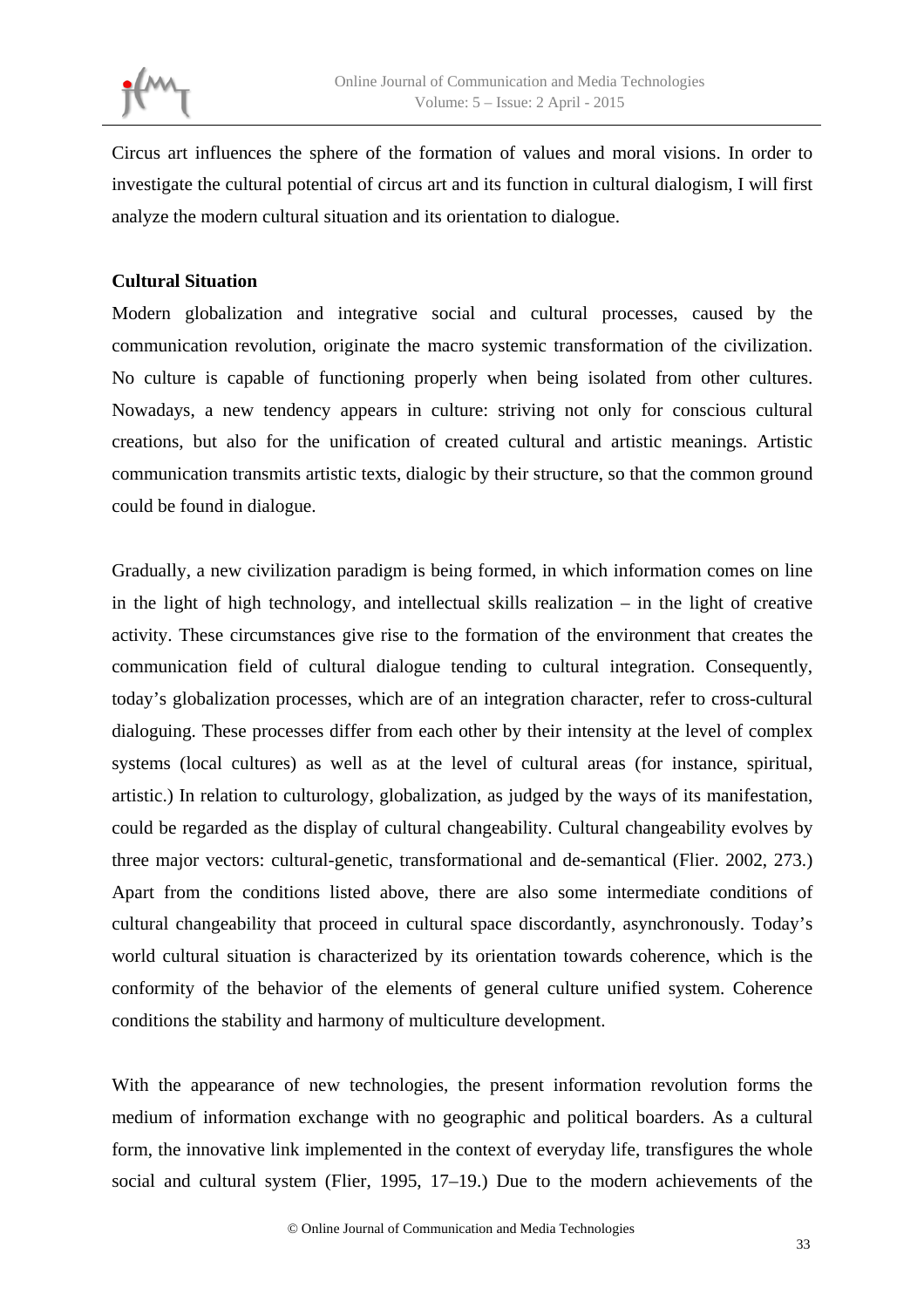Circus art influences the sphere of the formation of values and moral visions. In order to investigate the cultural potential of circus art and its function in cultural dialogism, I will first analyze the modern cultural situation and its orientation to dialogue.

**Cultural Situation**

Modern globalization and integrative social and cultural processes, caused by the communication revolution, originate the macro systemic transformation of the civilization. No culture is capable of functioning properly when being isolated from other cultures. Nowadays, a new tendency appears in culture: striving not only for conscious cultural creations, but also for the unification of created cultural and artistic meanings. Artistic communication transmits artistic texts, dialogic by their structure, so that the common ground could be found in dialogue.

Gradually, a new civilization paradigm is being formed, in which information comes on line in the light of high technology, and intellectual skills realization – in the light of creative activity. These circumstances give rise to the formation of the environment that creates the communication field of cultural dialogue tending to cultural integration. Consequently, today's globalization processes, which are of an integration character, refer to cross-cultural dialoguing. These processes differ from each other by their intensity at the level of complex systems (local cultures) as well as at the level of cultural areas (for instance, spiritual, artistic.) In relation to culturology, globalization, as judged by the ways of its manifestation, could be regarded as the display of cultural changeability. Cultural changeability evolves by three major vectors: cultural-genetic, transformational and de-semantical (Flier. 2002, 273.) Apart from the conditions listed above, there are also some intermediate conditions of cultural changeability that proceed in cultural space discordantly, asynchronously. Today's world cultural situation is characterized by its orientation towards coherence, which is the conformity of the behavior of the elements of general culture unified system. Coherence conditions the stability and harmony of multiculture development.

With the appearance of new technologies, the present information revolution forms the medium of information exchange with no geographic and political boarders. As a cultural form, the innovative link implemented in the context of everyday life, transfigures the whole social and cultural system (Flier, 1995, 17–19.) Due to the modern achievements of the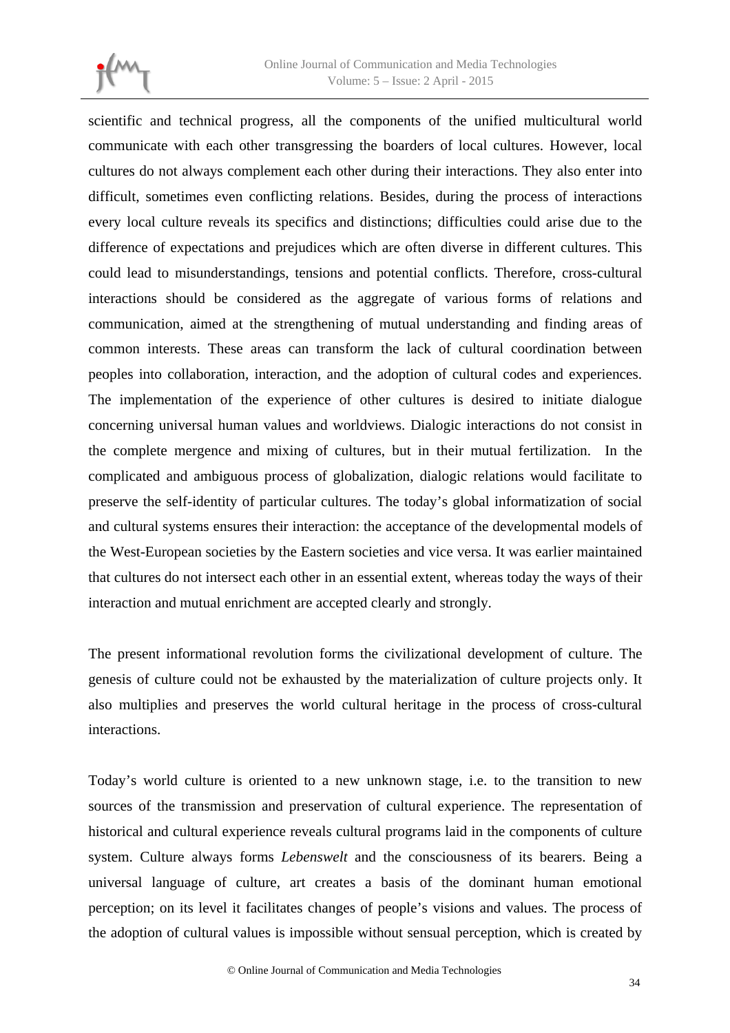scientific and technical progress, all the components of the unified multicultural world communicate with each other transgressing the boarders of local cultures. However, local cultures do not always complement each other during their interactions. They also enter into difficult, sometimes even conflicting relations. Besides, during the process of interactions every local culture reveals its specifics and distinctions; difficulties could arise due to the difference of expectations and prejudices which are often diverse in different cultures. This could lead to misunderstandings, tensions and potential conflicts. Therefore, cross-cultural interactions should be considered as the aggregate of various forms of relations and communication, aimed at the strengthening of mutual understanding and finding areas of common interests. These areas can transform the lack of cultural coordination between peoples into collaboration, interaction, and the adoption of cultural codes and experiences. The implementation of the experience of other cultures is desired to initiate dialogue concerning universal human values and worldviews. Dialogic interactions do not consist in the complete mergence and mixing of cultures, but in their mutual fertilization. In the complicated and ambiguous process of globalization, dialogic relations would facilitate to preserve the self-identity of particular cultures. The today's global informatization of social and cultural systems ensures their interaction: the acceptance of the developmental models of the West-European societies by the Eastern societies and vice versa. It was earlier maintained that cultures do not intersect each other in an essential extent, whereas today the ways of their interaction and mutual enrichment are accepted clearly and strongly.

The present informational revolution forms the civilizational development of culture. The genesis of culture could not be exhausted by the materialization of culture projects only. It also multiplies and preserves the world cultural heritage in the process of cross-cultural interactions.

Today's world culture is oriented to a new unknown stage, i.e. to the transition to new sources of the transmission and preservation of cultural experience. The representation of historical and cultural experience reveals cultural programs laid in the components of culture system. Culture always forms *Lebenswelt* and the consciousness of its bearers. Being a universal language of culture, art creates a basis of the dominant human emotional perception; on its level it facilitates changes of people's visions and values. The process of the adoption of cultural values is impossible without sensual perception, which is created by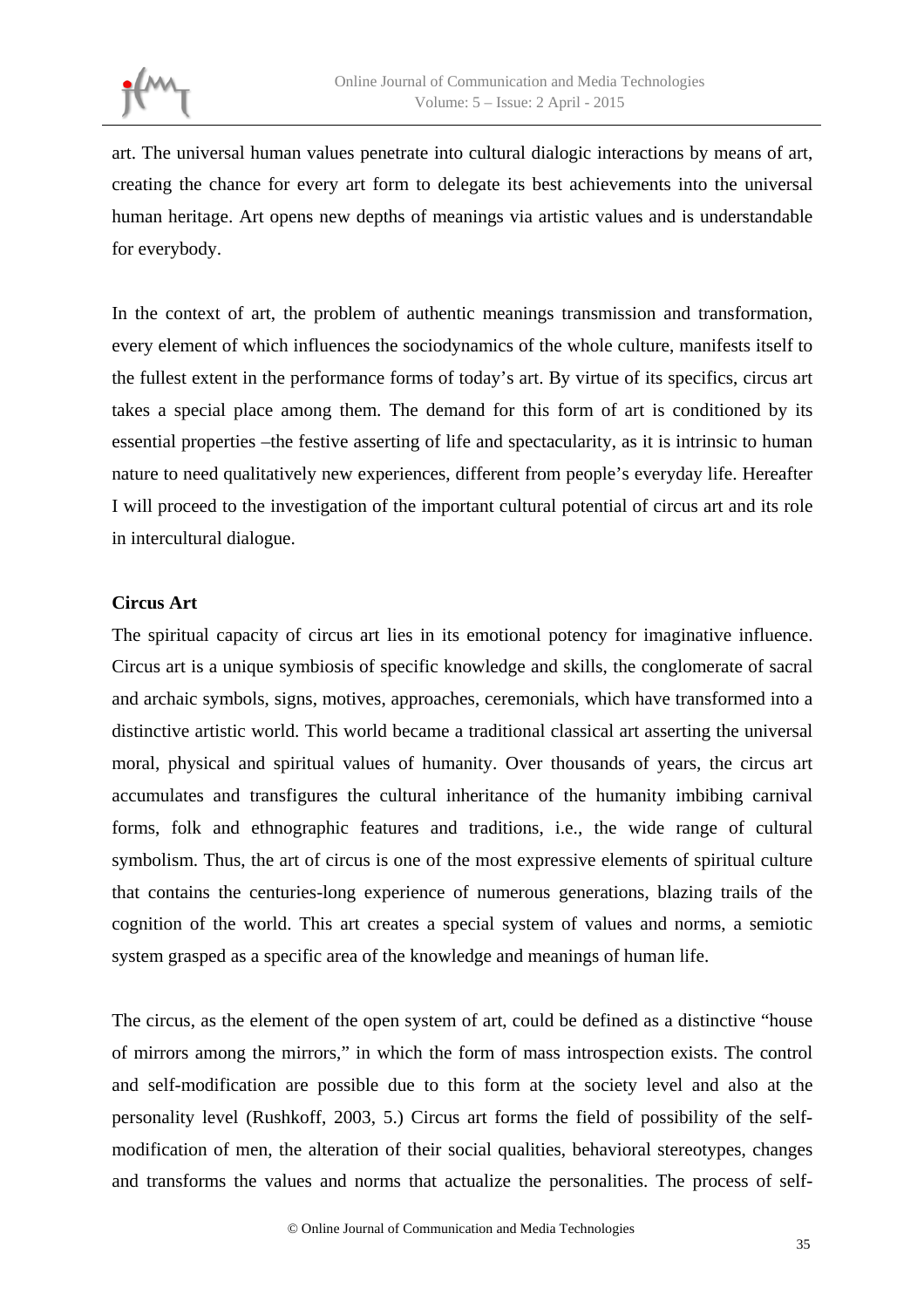art. The universal human values penetrate into cultural dialogic interactions by means of art, creating the chance for every art form to delegate its best achievements into the universal human heritage. Art opens new depths of meanings via artistic values and is understandable for everybody.

In the context of art, the problem of authentic meanings transmission and transformation, every element of which influences the sociodynamics of the whole culture, manifests itself to the fullest extent in the performance forms of today's art. By virtue of its specifics, circus art takes a special place among them. The demand for this form of art is conditioned by its essential properties –the festive asserting of life and spectacularity, as it is intrinsic to human nature to need qualitatively new experiences, different from people's everyday life. Hereafter I will proceed to the investigation of the important cultural potential of circus art and its role in intercultural dialogue.

**Circus Art**

The spiritual capacity of circus art lies in its emotional potency for imaginative influence. Circus art is a unique symbiosis of specific knowledge and skills, the conglomerate of sacral and archaic symbols, signs, motives, approaches, ceremonials, which have transformed into a distinctive artistic world. This world became a traditional classical art asserting the universal moral, physical and spiritual values of humanity. Over thousands of years, the circus art accumulates and transfigures the cultural inheritance of the humanity imbibing carnival forms, folk and ethnographic features and traditions, i.e., the wide range of cultural symbolism. Thus, the art of circus is one of the most expressive elements of spiritual culture that contains the centuries-long experience of numerous generations, blazing trails of the cognition of the world. This art creates a special system of values and norms, a semiotic system grasped as a specific area of the knowledge and meanings of human life.

The circus, as the element of the open system of art, could be defined as a distinctive "house of mirrors among the mirrors," in which the form of mass introspection exists. The control and self-modification are possible due to this form at the society level and also at the personality level (Rushkoff, 2003, 5.) Circus art forms the field of possibility of the self-modification of men, the alteration of their social qualities, behavioral stereotypes, changes and transforms the values and norms that actualize the personalities. The process of self-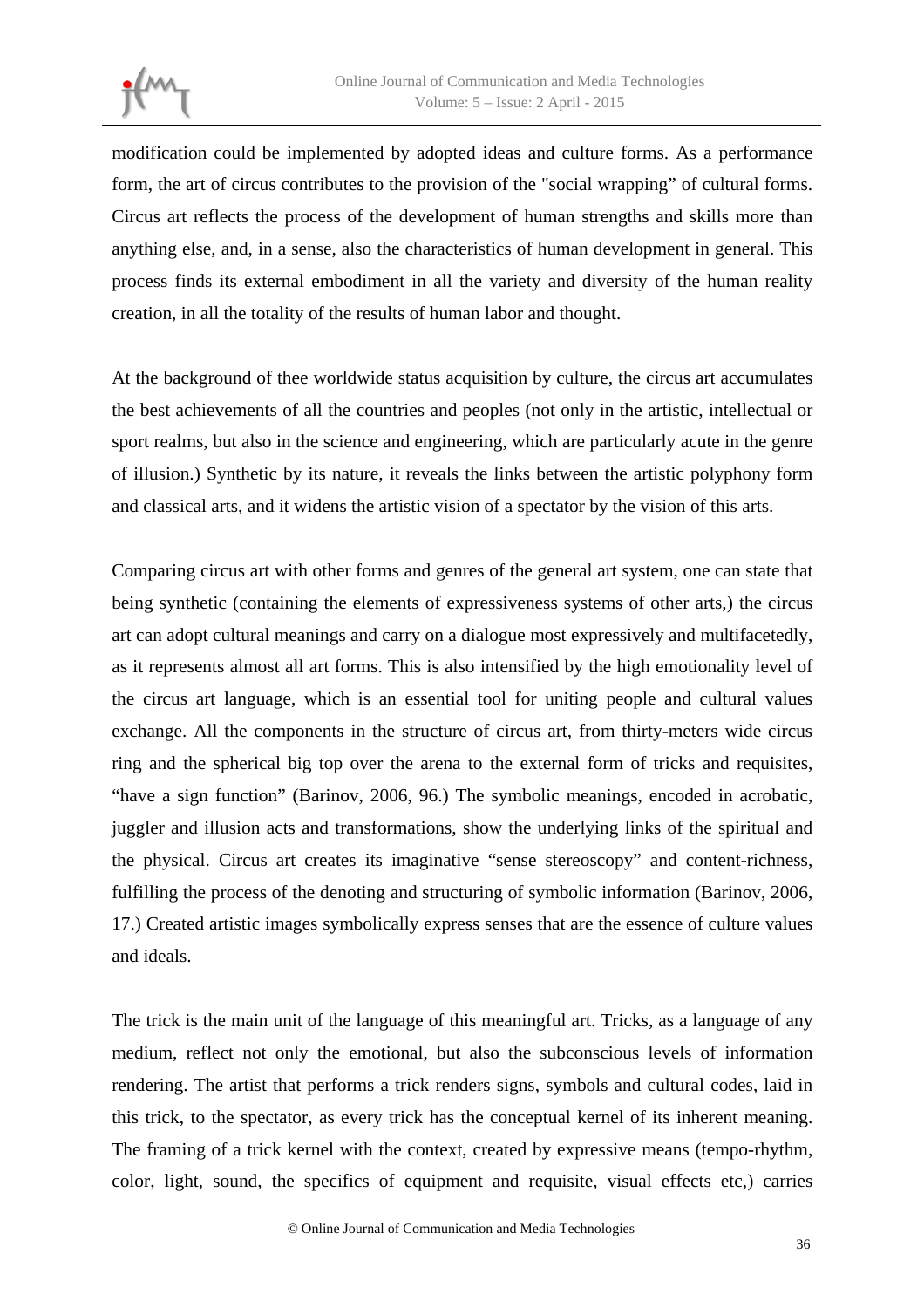modification could be implemented by adopted ideas and culture forms. As a performance form, the art of circus contributes to the provision of the "social wrapping" of cultural forms. Circus art reflects the process of the development of human strengths and skills more than anything else, and, in a sense, also the characteristics of human development in general. This process finds its external embodiment in all the variety and diversity of the human reality creation, in all the totality of the results of human labor and thought.

At the background of thee worldwide status acquisition by culture, the circus art accumulates the best achievements of all the countries and peoples (not only in the artistic, intellectual or sport realms, but also in the science and engineering, which are particularly acute in the genre of illusion.) Synthetic by its nature, it reveals the links between the artistic polyphony form and classical arts, and it widens the artistic vision of a spectator by the vision of this arts.

Comparing circus art with other forms and genres of the general art system, one can state that being synthetic (containing the elements of expressiveness systems of other arts,) the circus art can adopt cultural meanings and carry on a dialogue most expressively and multifacetedly, as it represents almost all art forms. This is also intensified by the high emotionality level of the circus art language, which is an essential tool for uniting people and cultural values exchange. All the components in the structure of circus art, from thirty-meters wide circus ring and the spherical big top over the arena to the external form of tricks and requisites, "have a sign function" (Barinov, 2006, 96.) The symbolic meanings, encoded in acrobatic, juggler and illusion acts and transformations, show the underlying links of the spiritual and the physical. Circus art creates its imaginative "sense stereoscopy" and content-richness, fulfilling the process of the denoting and structuring of symbolic information (Barinov, 2006, 17.) Created artistic images symbolically express senses that are the essence of culture values and ideals.

The trick is the main unit of the language of this meaningful art. Tricks, as a language of any medium, reflect not only the emotional, but also the subconscious levels of information rendering. The artist that performs a trick renders signs, symbols and cultural codes, laid in this trick, to the spectator, as every trick has the conceptual kernel of its inherent meaning. The framing of a trick kernel with the context, created by expressive means (tempo-rhythm, color, light, sound, the specifics of equipment and requisite, visual effects etc,) carries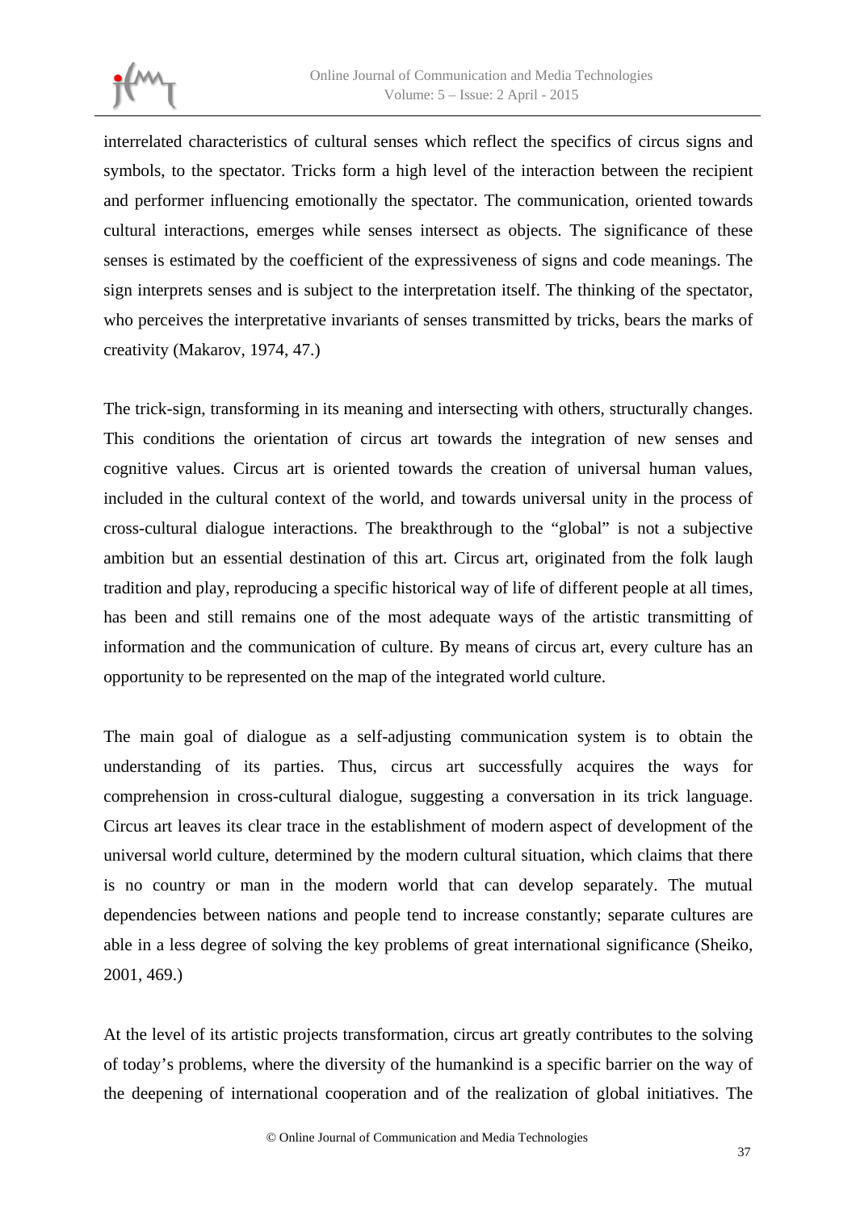interrelated characteristics of cultural senses which reflect the specifics of circus signs and symbols, to the spectator. Tricks form a high level of the interaction between the recipient and performer influencing emotionally the spectator. The communication, oriented towards cultural interactions, emerges while senses intersect as objects. The significance of these senses is estimated by the coefficient of the expressiveness of signs and code meanings. The sign interprets senses and is subject to the interpretation itself. The thinking of the spectator, who perceives the interpretative invariants of senses transmitted by tricks, bears the marks of creativity (Makarov, 1974, 47.)

The trick-sign, transforming in its meaning and intersecting with others, structurally changes. This conditions the orientation of circus art towards the integration of new senses and cognitive values. Circus art is oriented towards the creation of universal human values, included in the cultural context of the world, and towards universal unity in the process of cross-cultural dialogue interactions. The breakthrough to the "global" is not a subjective ambition but an essential destination of this art. Circus art, originated from the folk laugh tradition and play, reproducing a specific historical way of life of different people at all times, has been and still remains one of the most adequate ways of the artistic transmitting of information and the communication of culture. By means of circus art, every culture has an opportunity to be represented on the map of the integrated world culture.

The main goal of dialogue as a self-adjusting communication system is to obtain the understanding of its parties. Thus, circus art successfully acquires the ways for comprehension in cross-cultural dialogue, suggesting a conversation in its trick language. Circus art leaves its clear trace in the establishment of modern aspect of development of the universal world culture, determined by the modern cultural situation, which claims that there is no country or man in the modern world that can develop separately. The mutual dependencies between nations and people tend to increase constantly; separate cultures are able in a less degree of solving the key problems of great international significance (Sheiko, 2001, 469.)

At the level of its artistic projects transformation, circus art greatly contributes to the solving of today's problems, where the diversity of the humankind is a specific barrier on the way of the deepening of international cooperation and of the realization of global initiatives. The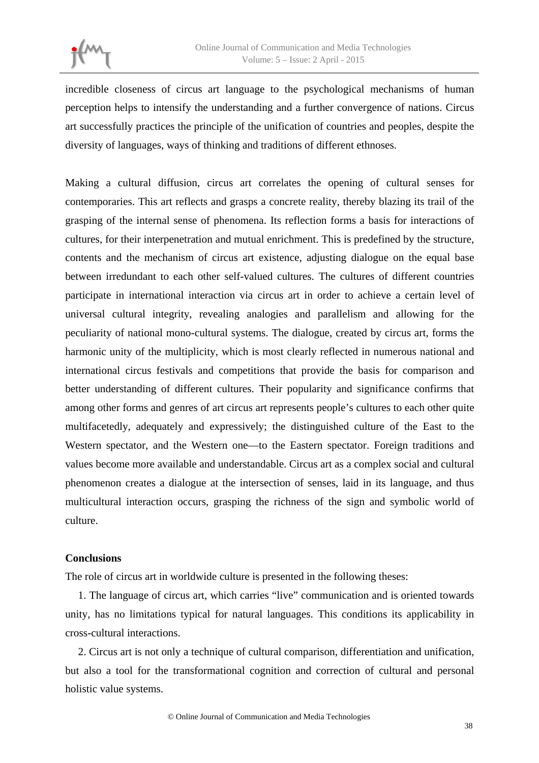incredible closeness of circus art language to the psychological mechanisms of human perception helps to intensify the understanding and a further convergence of nations. Circus art successfully practices the principle of the unification of countries and peoples, despite the diversity of languages, ways of thinking and traditions of different ethnoses.

Making a cultural diffusion, circus art correlates the opening of cultural senses for contemporaries. This art reflects and grasps a concrete reality, thereby blazing its trail of the grasping of the internal sense of phenomena. Its reflection forms a basis for interactions of cultures, for their interpenetration and mutual enrichment. This is predefined by the structure, contents and the mechanism of circus art existence, adjusting dialogue on the equal base between irredundant to each other self-valued cultures. The cultures of different countries participate in international interaction via circus art in order to achieve a certain level of universal cultural integrity, revealing analogies and parallelism and allowing for the peculiarity of national mono-cultural systems. The dialogue, created by circus art, forms the harmonic unity of the multiplicity, which is most clearly reflected in numerous national and international circus festivals and competitions that provide the basis for comparison and better understanding of different cultures. Their popularity and significance confirms that among other forms and genres of art circus art represents people's cultures to each other quite multifacetedly, adequately and expressively; the distinguished culture of the East to the Western spectator, and the Western one—to the Eastern spectator. Foreign traditions and values become more available and understandable. Circus art as a complex social and cultural phenomenon creates a dialogue at the intersection of senses, laid in its language, and thus multicultural interaction occurs, grasping the richness of the sign and symbolic world of culture.

**Conclusions**

The role of circus art in worldwide culture is presented in the following theses:

1. The language of circus art, which carries "live" communication and is oriented towards unity, has no limitations typical for natural languages. This conditions its applicability in cross-cultural interactions.

2. Circus art is not only a technique of cultural comparison, differentiation and unification, but also a tool for the transformational cognition and correction of cultural and personal holistic value systems.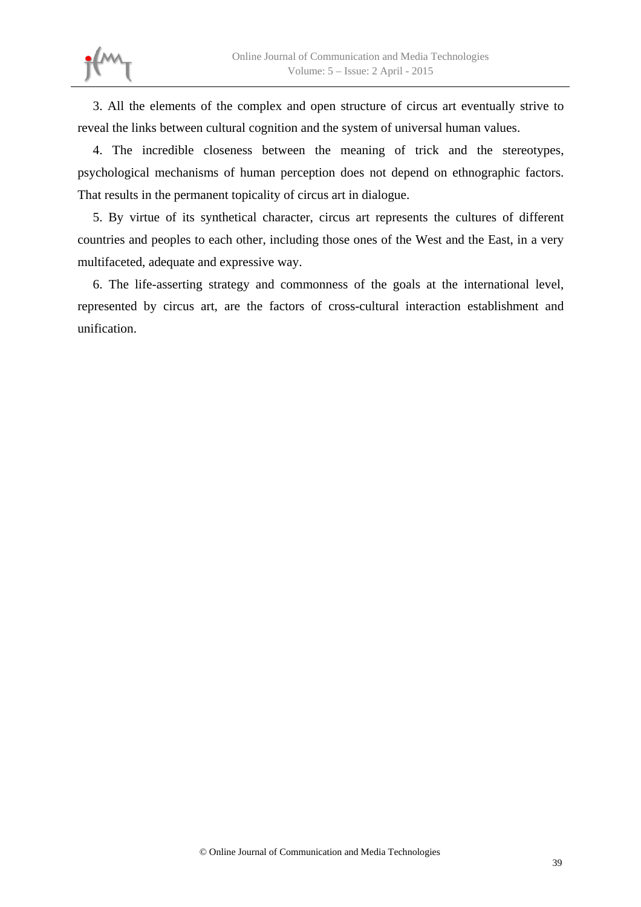3. All the elements of the complex and open structure of circus art eventually strive to reveal the links between cultural cognition and the system of universal human values.

4. The incredible closeness between the meaning of trick and the stereotypes, psychological mechanisms of human perception does not depend on ethnographic factors. That results in the permanent topicality of circus art in dialogue.

5. By virtue of its synthetical character, circus art represents the cultures of different countries and peoples to each other, including those ones of the West and the East, in a very multifaceted, adequate and expressive way.

6. The life-asserting strategy and commonness of the goals at the international level, represented by circus art, are the factors of cross-cultural interaction establishment and unification.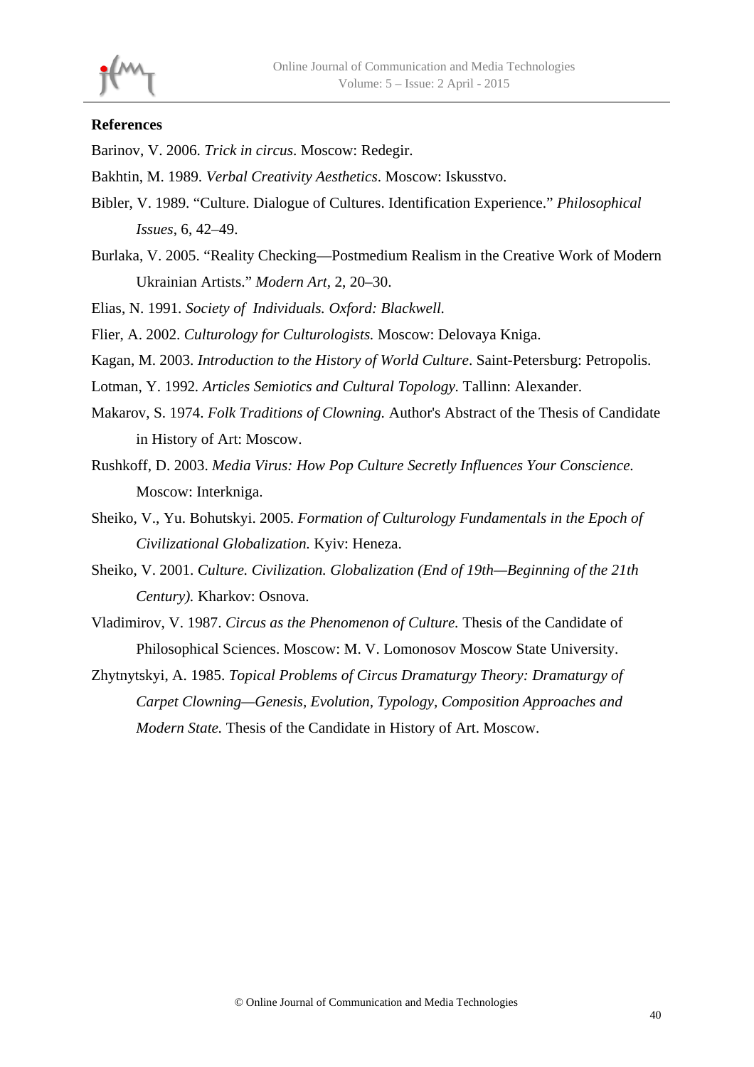**References**

Barinov, V. 2006. *Trick in circus*. Moscow: Redegir.

Bakhtin, M. 1989. *Verbal Creativity Aesthetics*. Moscow: Iskusstvo.

Bibler, V. 1989. "Culture. Dialogue of Cultures. Identification Experience." *Philosophical Issues*, 6, 42–49.

Burlaka, V. 2005. "Reality Checking—Postmedium Realism in the Creative Work of Modern Ukrainian Artists." *Modern Art*, 2, 20–30.

Elias, N. 1991. *Society of Individuals. Oxford: Blackwell.*

Flier, A. 2002. *Culturology for Culturologists.* Moscow: Delovaya Kniga.

Kagan, M. 2003. *Introduction to the History of World Culture*. Saint-Petersburg: Petropolis.

Lotman, Y. 1992. *Articles Semiotics and Cultural Topology.* Tallinn: Alexander.

Makarov, S. 1974. *Folk Traditions of Clowning.* Author's Abstract of the Thesis of Candidate in History of Art: Moscow.

Rushkoff, D. 2003. *Media Virus: How Pop Culture Secretly Influences Your Conscience.* Moscow: Interkniga.

Sheiko, V., Yu. Bohutskyi. 2005. *Formation of Culturology Fundamentals in the Epoch of Civilizational Globalization.* Kyiv: Heneza.

Sheiko, V. 2001. *Culture. Civilization. Globalization (End of 19th—Beginning of the 21th Century).* Kharkov: Osnova.

Vladimirov, V. 1987. *Circus as the Phenomenon of Culture.* Thesis of the Candidate of Philosophical Sciences. Moscow: M. V. Lomonosov Moscow State University.

Zhytnytskyi, A. 1985. *Topical Problems of Circus Dramaturgy Theory: Dramaturgy of Carpet Clowning—Genesis, Evolution, Typology, Composition Approaches and Modern State.* Thesis of the Candidate in History of Art. Moscow.